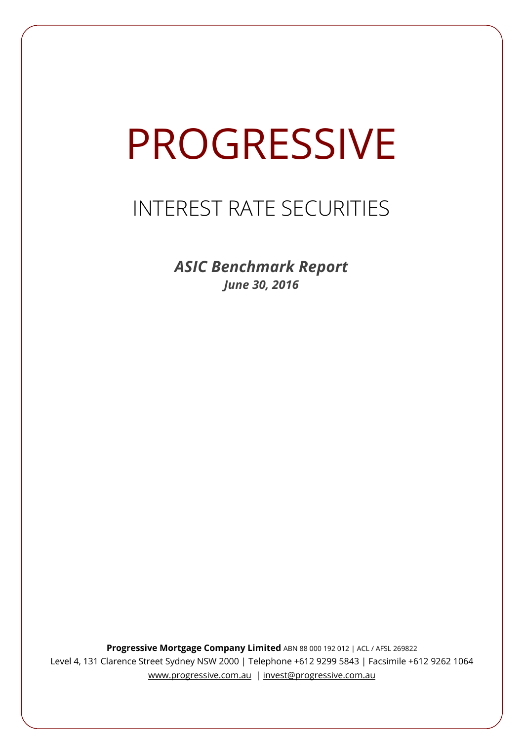# PROGRESSIVE

## INTEREST RATE SECURITIES

***ASIC Benchmark Report***

***June 30, 2016***

**Progressive Mortgage Company Limited** ABN 88 000 192 012 | ACL / AFSL 269822

Level 4, 131 Clarence Street Sydney NSW 2000 | Telephone +612 9299 5843 | Facsimile +612 9262 1064

www.progressive.com.au | invest@progressive.com.au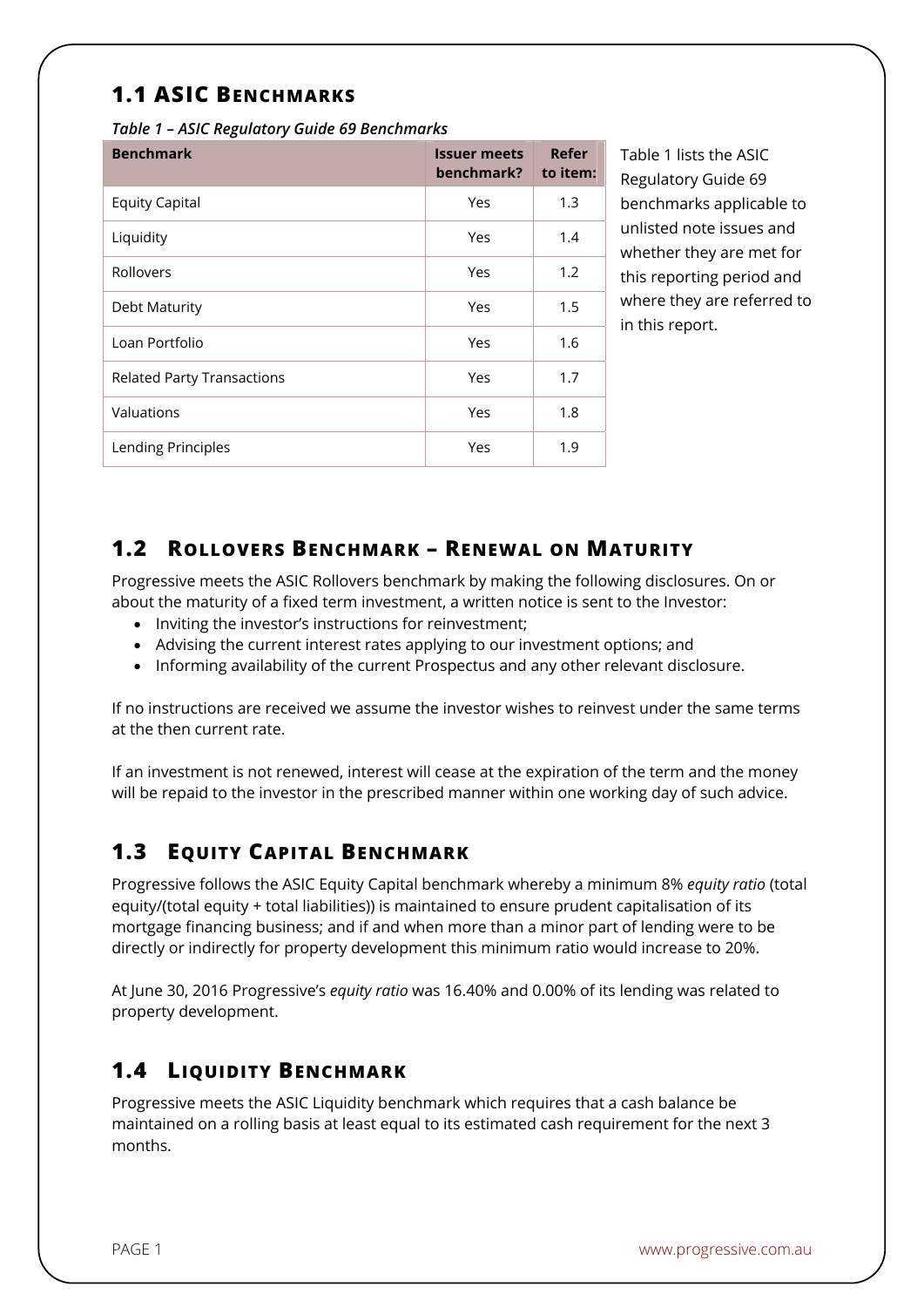## 1.1 ASIC Benchmarks

*Table 1 – ASIC Regulatory Guide 69 Benchmarks*

| Benchmark | Issuer meets benchmark? | Refer to item: |
|---|---|---|
| Equity Capital | Yes | 1.3 |
| Liquidity | Yes | 1.4 |
| Rollovers | Yes | 1.2 |
| Debt Maturity | Yes | 1.5 |
| Loan Portfolio | Yes | 1.6 |
| Related Party Transactions | Yes | 1.7 |
| Valuations | Yes | 1.8 |
| Lending Principles | Yes | 1.9 |

Table 1 lists the ASIC Regulatory Guide 69 benchmarks applicable to unlisted note issues and whether they are met for this reporting period and where they are referred to in this report.

## 1.2 Rollovers Benchmark – Renewal on Maturity

Progressive meets the ASIC Rollovers benchmark by making the following disclosures. On or about the maturity of a fixed term investment, a written notice is sent to the Investor:

- Inviting the investor's instructions for reinvestment;
- Advising the current interest rates applying to our investment options; and
- Informing availability of the current Prospectus and any other relevant disclosure.

If no instructions are received we assume the investor wishes to reinvest under the same terms at the then current rate.

If an investment is not renewed, interest will cease at the expiration of the term and the money will be repaid to the investor in the prescribed manner within one working day of such advice.

## 1.3 Equity Capital Benchmark

Progressive follows the ASIC Equity Capital benchmark whereby a minimum 8% *equity ratio* (total equity/(total equity + total liabilities)) is maintained to ensure prudent capitalisation of its mortgage financing business; and if and when more than a minor part of lending were to be directly or indirectly for property development this minimum ratio would increase to 20%.

At June 30, 2016 Progressive's *equity ratio* was 16.40% and 0.00% of its lending was related to property development.

## 1.4 Liquidity Benchmark

Progressive meets the ASIC Liquidity benchmark which requires that a cash balance be maintained on a rolling basis at least equal to its estimated cash requirement for the next 3 months.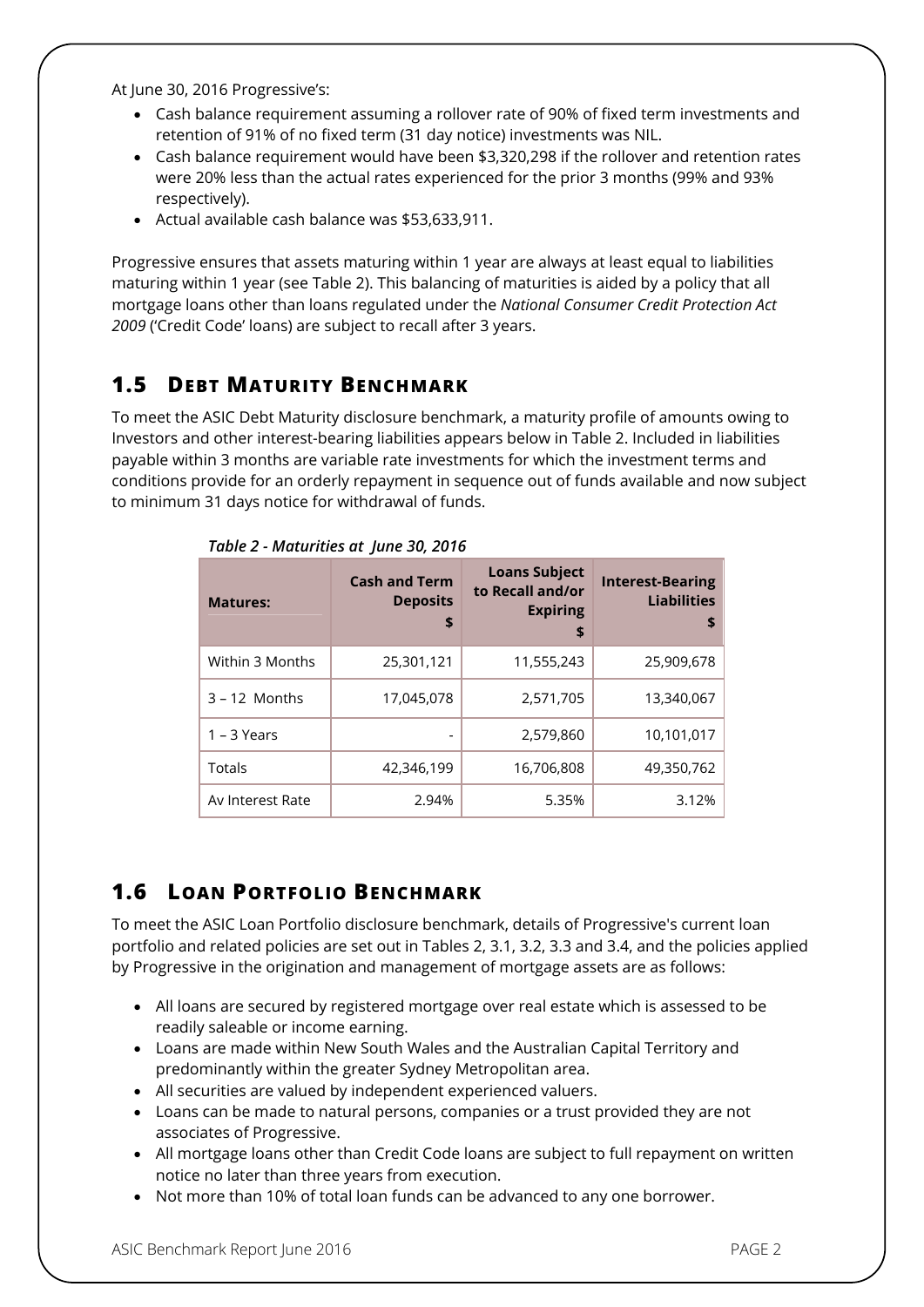At June 30, 2016 Progressive's:

- Cash balance requirement assuming a rollover rate of 90% of fixed term investments and retention of 91% of no fixed term (31 day notice) investments was NIL.
- Cash balance requirement would have been $3,320,298 if the rollover and retention rates were 20% less than the actual rates experienced for the prior 3 months (99% and 93% respectively).
- Actual available cash balance was $53,633,911.

Progressive ensures that assets maturing within 1 year are always at least equal to liabilities maturing within 1 year (see Table 2). This balancing of maturities is aided by a policy that all mortgage loans other than loans regulated under the *National Consumer Credit Protection Act 2009* ('Credit Code' loans) are subject to recall after 3 years.

## 1.5 Debt Maturity Benchmark

To meet the ASIC Debt Maturity disclosure benchmark, a maturity profile of amounts owing to Investors and other interest-bearing liabilities appears below in Table 2. Included in liabilities payable within 3 months are variable rate investments for which the investment terms and conditions provide for an orderly repayment in sequence out of funds available and now subject to minimum 31 days notice for withdrawal of funds.

*Table 2 - Maturities at June 30, 2016*

| Matures: | Cash and Term Deposits $ | Loans Subject to Recall and/or Expiring $ | Interest-Bearing Liabilities $ |
|---|---|---|---|
| Within 3 Months | 25,301,121 | 11,555,243 | 25,909,678 |
| 3 – 12 Months | 17,045,078 | 2,571,705 | 13,340,067 |
| 1 – 3 Years | - | 2,579,860 | 10,101,017 |
| Totals | 42,346,199 | 16,706,808 | 49,350,762 |
| Av Interest Rate | 2.94% | 5.35% | 3.12% |

## 1.6 Loan Portfolio Benchmark

To meet the ASIC Loan Portfolio disclosure benchmark, details of Progressive's current loan portfolio and related policies are set out in Tables 2, 3.1, 3.2, 3.3 and 3.4, and the policies applied by Progressive in the origination and management of mortgage assets are as follows:

- All loans are secured by registered mortgage over real estate which is assessed to be readily saleable or income earning.
- Loans are made within New South Wales and the Australian Capital Territory and predominantly within the greater Sydney Metropolitan area.
- All securities are valued by independent experienced valuers.
- Loans can be made to natural persons, companies or a trust provided they are not associates of Progressive.
- All mortgage loans other than Credit Code loans are subject to full repayment on written notice no later than three years from execution.
- Not more than 10% of total loan funds can be advanced to any one borrower.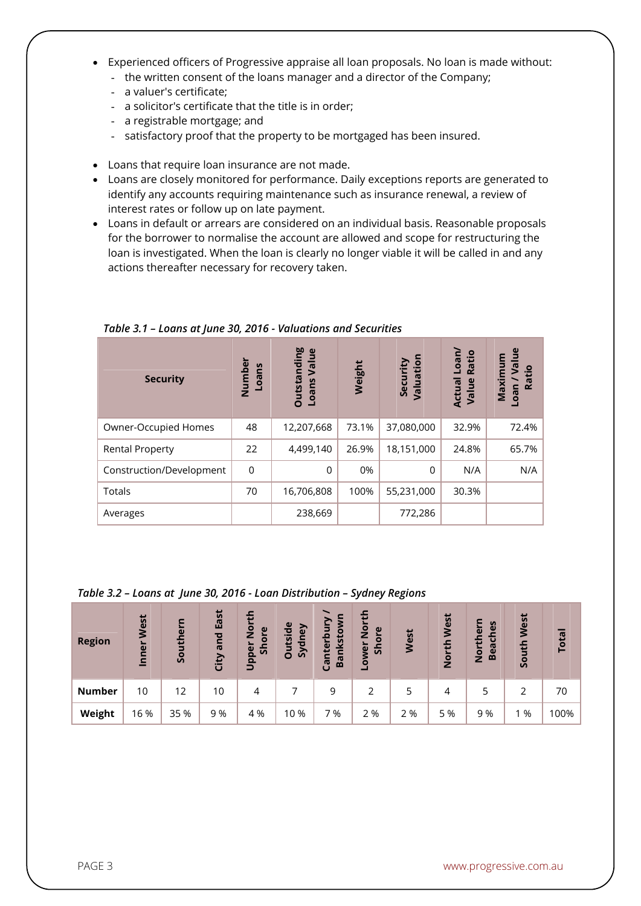- Experienced officers of Progressive appraise all loan proposals. No loan is made without:
  - the written consent of the loans manager and a director of the Company;
  - a valuer's certificate;
  - a solicitor's certificate that the title is in order;
  - a registrable mortgage; and
  - satisfactory proof that the property to be mortgaged has been insured.

- Loans that require loan insurance are not made.
- Loans are closely monitored for performance. Daily exceptions reports are generated to identify any accounts requiring maintenance such as insurance renewal, a review of interest rates or follow up on late payment.
- Loans in default or arrears are considered on an individual basis. Reasonable proposals for the borrower to normalise the account are allowed and scope for restructuring the loan is investigated. When the loan is clearly no longer viable it will be called in and any actions thereafter necessary for recovery taken.

*Table 3.1 – Loans at June 30, 2016 - Valuations and Securities*

| Security | Number Loans | Outstanding Loans Value | Weight | Security Valuation | Actual Loan/ Value Ratio | Maximum Loan / Value Ratio |
|---|---|---|---|---|---|---|
| Owner-Occupied Homes | 48 | 12,207,668 | 73.1% | 37,080,000 | 32.9% | 72.4% |
| Rental Property | 22 | 4,499,140 | 26.9% | 18,151,000 | 24.8% | 65.7% |
| Construction/Development | 0 | 0 | 0% | 0 | N/A | N/A |
| Totals | 70 | 16,706,808 | 100% | 55,231,000 | 30.3% | |
| Averages | | 238,669 | | 772,286 | | |

*Table 3.2 – Loans at June 30, 2016 - Loan Distribution – Sydney Regions*

| Region | Inner West | Southern | City and East | Upper North Shore | Outside Sydney | Canterbury / Bankstown | Lower North Shore | West | North West | Northern Beaches | South West | Total |
|---|---|---|---|---|---|---|---|---|---|---|---|---|
| **Number** | 10 | 12 | 10 | 4 | 7 | 9 | 2 | 5 | 4 | 5 | 2 | 70 |
| **Weight** | 16 % | 35 % | 9 % | 4 % | 10 % | 7 % | 2 % | 2 % | 5 % | 9 % | 1 % | 100% |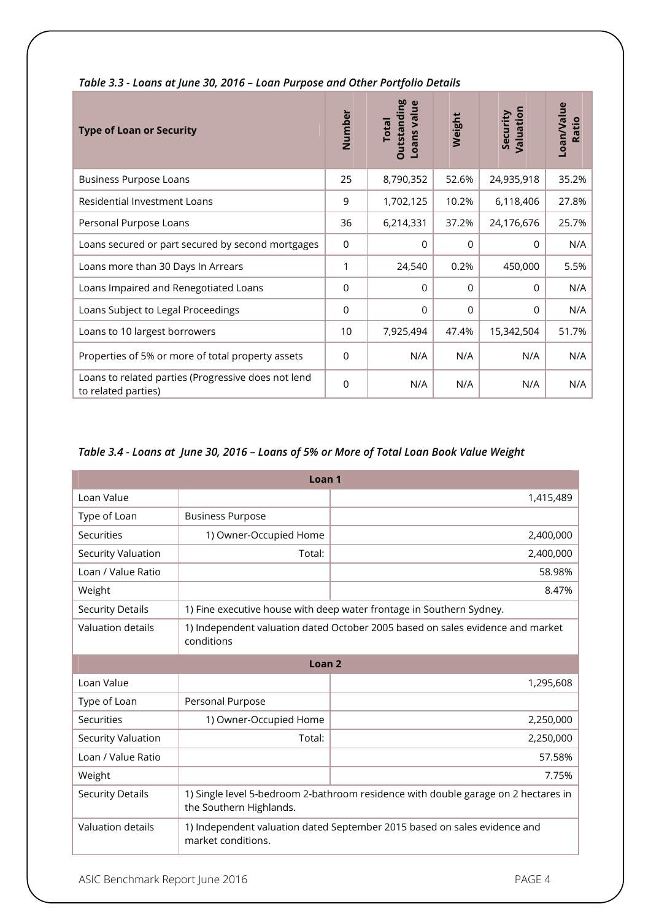*Table 3.3 - Loans at June 30, 2016 – Loan Purpose and Other Portfolio Details*

| Type of Loan or Security | Number | Total Outstanding Loans value | Weight | Security Valuation | Loan/Value Ratio |
|---|---|---|---|---|---|
| Business Purpose Loans | 25 | 8,790,352 | 52.6% | 24,935,918 | 35.2% |
| Residential Investment Loans | 9 | 1,702,125 | 10.2% | 6,118,406 | 27.8% |
| Personal Purpose Loans | 36 | 6,214,331 | 37.2% | 24,176,676 | 25.7% |
| Loans secured or part secured by second mortgages | 0 | 0 | 0 | 0 | N/A |
| Loans more than 30 Days In Arrears | 1 | 24,540 | 0.2% | 450,000 | 5.5% |
| Loans Impaired and Renegotiated Loans | 0 | 0 | 0 | 0 | N/A |
| Loans Subject to Legal Proceedings | 0 | 0 | 0 | 0 | N/A |
| Loans to 10 largest borrowers | 10 | 7,925,494 | 47.4% | 15,342,504 | 51.7% |
| Properties of 5% or more of total property assets | 0 | N/A | N/A | N/A | N/A |
| Loans to related parties (Progressive does not lend to related parties) | 0 | N/A | N/A | N/A | N/A |

*Table 3.4 - Loans at June 30, 2016 – Loans of 5% or More of Total Loan Book Value Weight*

| **Loan 1** | | |
|---|---|---|
| Loan Value | | 1,415,489 |
| Type of Loan | Business Purpose | |
| Securities | 1) Owner-Occupied Home | 2,400,000 |
| Security Valuation | Total: | 2,400,000 |
| Loan / Value Ratio | | 58.98% |
| Weight | | 8.47% |
| Security Details | 1) Fine executive house with deep water frontage in Southern Sydney. | |
| Valuation details | 1) Independent valuation dated October 2005 based on sales evidence and market conditions | |
| **Loan 2** | | |
| Loan Value | | 1,295,608 |
| Type of Loan | Personal Purpose | |
| Securities | 1) Owner-Occupied Home | 2,250,000 |
| Security Valuation | Total: | 2,250,000 |
| Loan / Value Ratio | | 57.58% |
| Weight | | 7.75% |
| Security Details | 1) Single level 5-bedroom 2-bathroom residence with double garage on 2 hectares in the Southern Highlands. | |
| Valuation details | 1) Independent valuation dated September 2015 based on sales evidence and market conditions. | |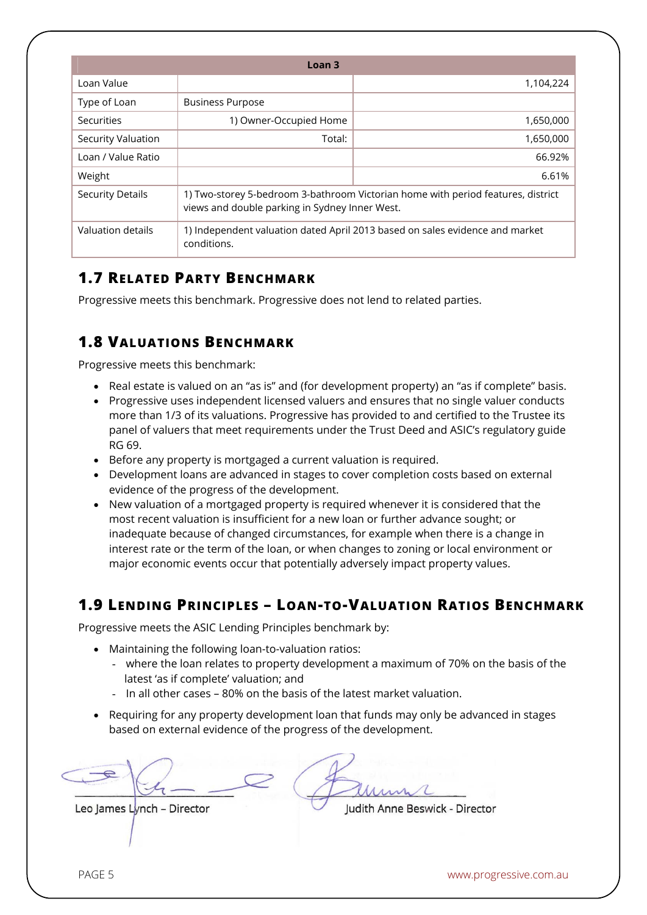| Loan 3 | | |
|---|---|---|
| Loan Value | | 1,104,224 |
| Type of Loan | Business Purpose | |
| Securities | 1) Owner-Occupied Home | 1,650,000 |
| Security Valuation | Total: | 1,650,000 |
| Loan / Value Ratio | | 66.92% |
| Weight | | 6.61% |
| Security Details | 1) Two-storey 5-bedroom 3-bathroom Victorian home with period features, district views and double parking in Sydney Inner West. | |
| Valuation details | 1) Independent valuation dated April 2013 based on sales evidence and market conditions. | |

## 1.7 Related Party Benchmark

Progressive meets this benchmark. Progressive does not lend to related parties.

## 1.8 Valuations Benchmark

Progressive meets this benchmark:

- Real estate is valued on an "as is" and (for development property) an "as if complete" basis.
- Progressive uses independent licensed valuers and ensures that no single valuer conducts more than 1/3 of its valuations. Progressive has provided to and certified to the Trustee its panel of valuers that meet requirements under the Trust Deed and ASIC's regulatory guide RG 69.
- Before any property is mortgaged a current valuation is required.
- Development loans are advanced in stages to cover completion costs based on external evidence of the progress of the development.
- New valuation of a mortgaged property is required whenever it is considered that the most recent valuation is insufficient for a new loan or further advance sought; or inadequate because of changed circumstances, for example when there is a change in interest rate or the term of the loan, or when changes to zoning or local environment or major economic events occur that potentially adversely impact property values.

## 1.9 Lending Principles – Loan-to-Valuation Ratios Benchmark

Progressive meets the ASIC Lending Principles benchmark by:

- Maintaining the following loan-to-valuation ratios:
  - where the loan relates to property development a maximum of 70% on the basis of the latest 'as if complete' valuation; and
  - In all other cases – 80% on the basis of the latest market valuation.
- Requiring for any property development loan that funds may only be advanced in stages based on external evidence of the progress of the development.

Leo James Lynch – Director

Judith Anne Beswick - Director

www.progressive.com.au